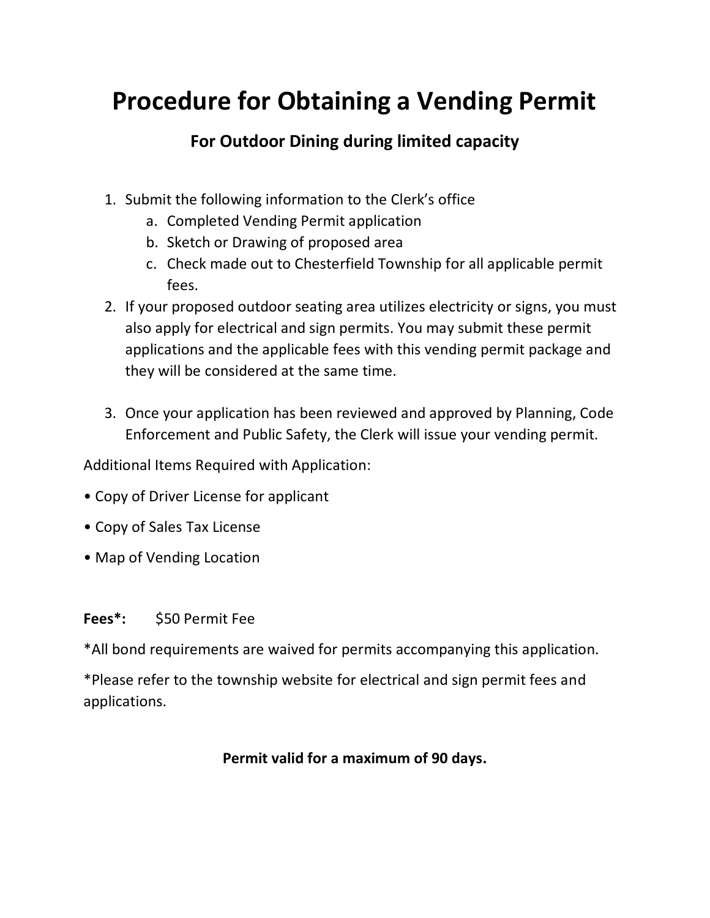# Procedure for Obtaining a Vending Permit

## For Outdoor Dining during limited capacity

1. Submit the following information to the Clerk's office
   a. Completed Vending Permit application
   b. Sketch or Drawing of proposed area
   c. Check made out to Chesterfield Township for all applicable permit fees.
2. If your proposed outdoor seating area utilizes electricity or signs, you must also apply for electrical and sign permits. You may submit these permit applications and the applicable fees with this vending permit package and they will be considered at the same time.

3. Once your application has been reviewed and approved by Planning, Code Enforcement and Public Safety, the Clerk will issue your vending permit.

Additional Items Required with Application:

• Copy of Driver License for applicant

• Copy of Sales Tax License

• Map of Vending Location

**Fees*:** $50 Permit Fee

*All bond requirements are waived for permits accompanying this application.

*Please refer to the township website for electrical and sign permit fees and applications.

**Permit valid for a maximum of 90 days.**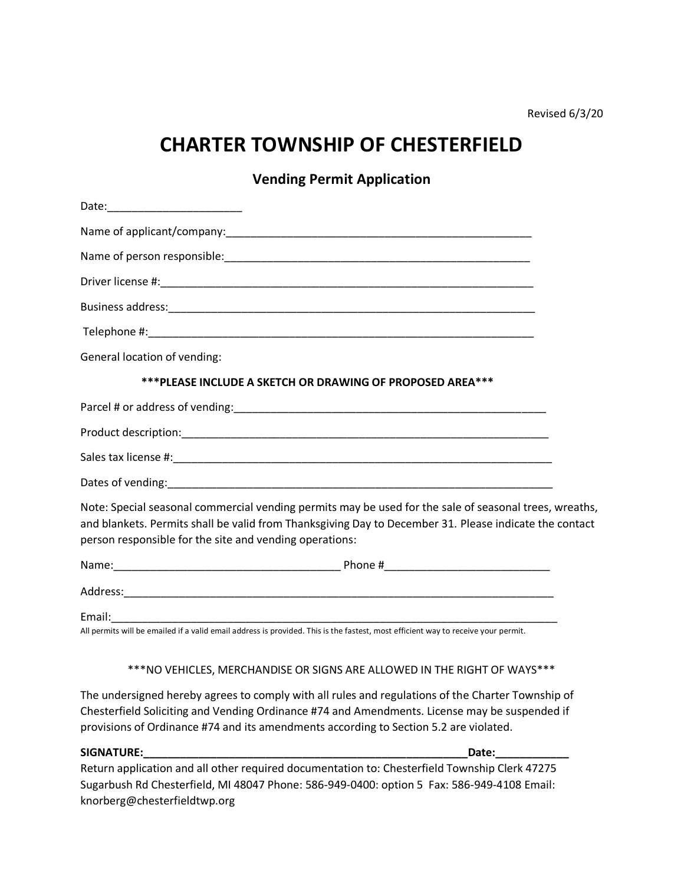Revised 6/3/20

# CHARTER TOWNSHIP OF CHESTERFIELD

## Vending Permit Application

Date:______________________

Name of applicant/company:____________________________________________________

Name of person responsible:____________________________________________________

Driver license #:_________________________________________________________________

Business address:_________________________________________________________________

Telephone #:_____________________________________________________________________

General location of vending:

**\*\*\*PLEASE INCLUDE A SKETCH OR DRAWING OF PROPOSED AREA\*\*\***

Parcel # or address of vending:_____________________________________________________

Product description:______________________________________________________________

Sales tax license #:_________________________________________________________________

Dates of vending:_________________________________________________________________

Note: Special seasonal commercial vending permits may be used for the sale of seasonal trees, wreaths, and blankets. Permits shall be valid from Thanksgiving Day to December 31. Please indicate the contact person responsible for the site and vending operations:

Name:______________________________________ Phone #___________________________

Address:_________________________________________________________________________

Email:___________________________________________________________________________

All permits will be emailed if a valid email address is provided. This is the fastest, most efficient way to receive your permit.

\*\*\*NO VEHICLES, MERCHANDISE OR SIGNS ARE ALLOWED IN THE RIGHT OF WAYS\*\*\*

The undersigned hereby agrees to comply with all rules and regulations of the Charter Township of Chesterfield Soliciting and Vending Ordinance #74 and Amendments. License may be suspended if provisions of Ordinance #74 and its amendments according to Section 5.2 are violated.

**SIGNATURE:_______________________________________________________Date:____________**

Return application and all other required documentation to: Chesterfield Township Clerk 47275 Sugarbush Rd Chesterfield, MI 48047 Phone: 586-949-0400: option 5 Fax: 586-949-4108 Email: knorberg@chesterfieldtwp.org